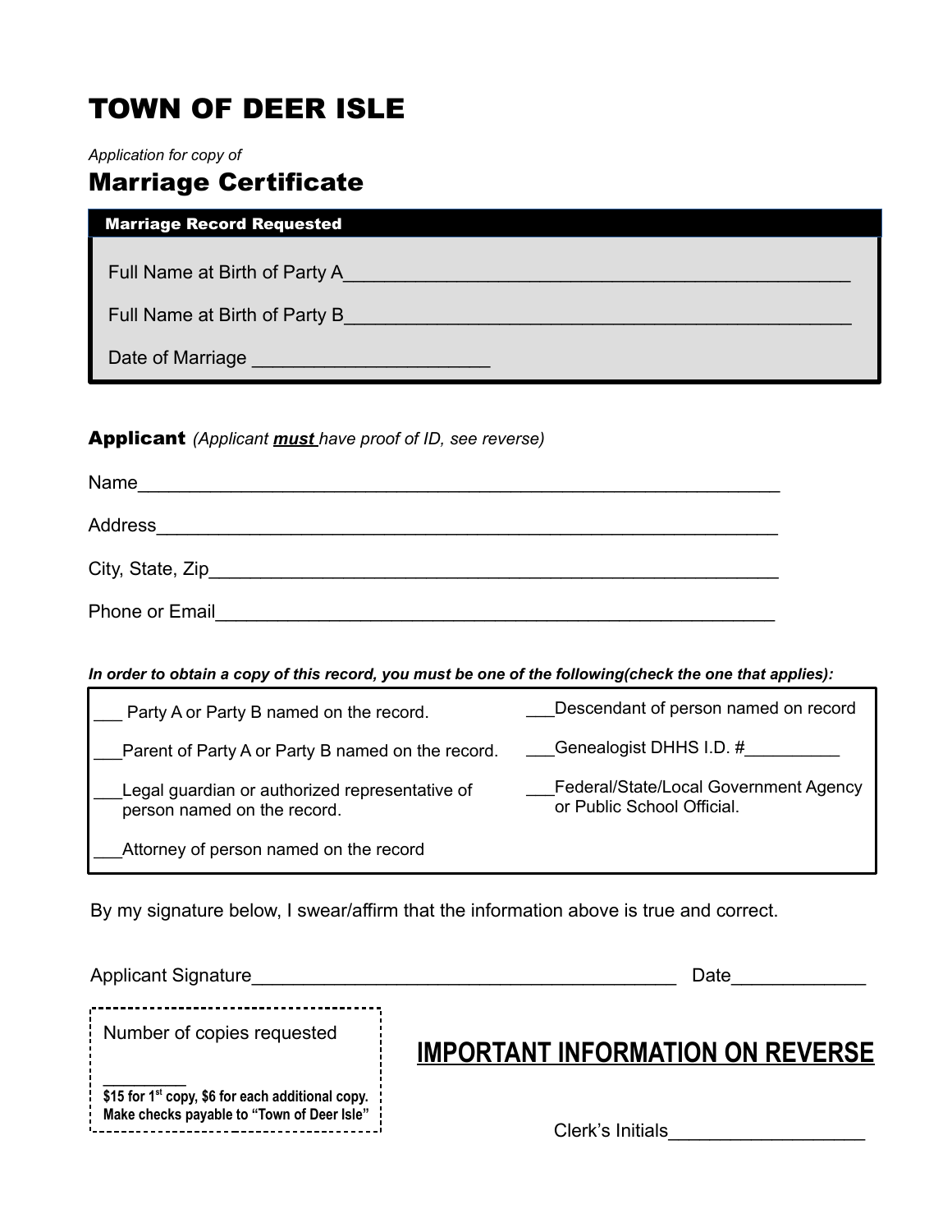# TOWN OF DEER ISLE

*Application for copy of*

## Marriage Certificate

**Marriage Record Requested**

Full Name at Birth of Party A_______________________________________________

Full Name at Birth of Party B_______________________________________________

Date of Marriage ______________________

**Applicant** *(Applicant **must** have proof of ID, see reverse)*

Name____________________________________________________________

Address__________________________________________________________

City, State, Zip____________________________________________________

Phone or Email____________________________________________________

***In order to obtain a copy of this record, you must be one of the following(check the one that applies):***

___ Party A or Party B named on the record.

___Parent of Party A or Party B named on the record.

___Legal guardian or authorized representative of person named on the record.

___Attorney of person named on the record

___Descendant of person named on record

___Genealogist DHHS I.D. #_________

___Federal/State/Local Government Agency or Public School Official.

By my signature below, I swear/affirm that the information above is true and correct.

Applicant Signature________________________________________ Date____________

Number of copies requested

_________

**$15 for 1st copy, $6 for each additional copy.**
**Make checks payable to "Town of Deer Isle"**

**IMPORTANT INFORMATION ON REVERSE**

Clerk's Initials__________________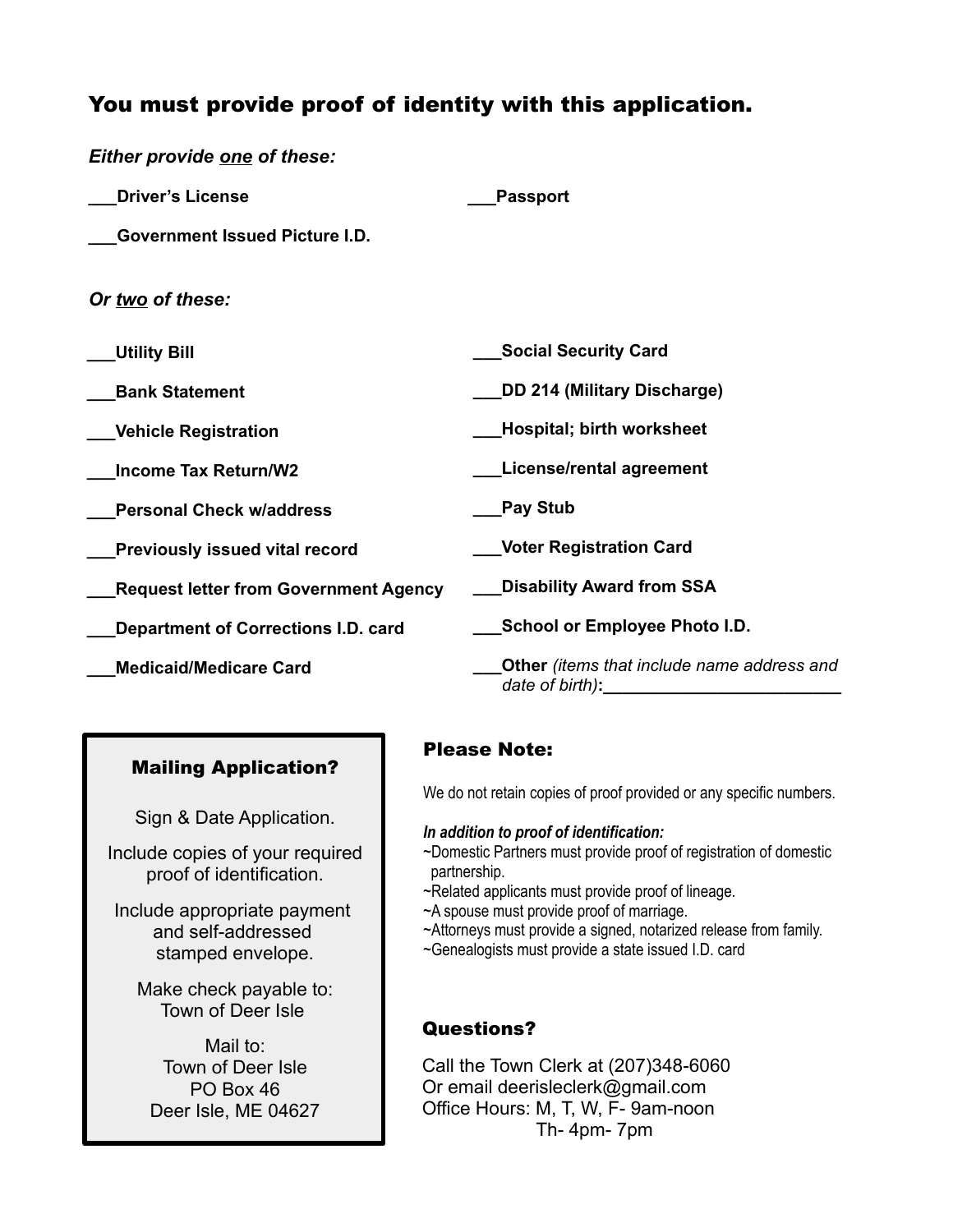## You must provide proof of identity with this application.

***Either provide one of these:***

___**Driver's License**

___**Passport**

___**Government Issued Picture I.D.**

***Or two of these:***

___**Utility Bill**

___**Bank Statement**

___**Vehicle Registration**

___**Income Tax Return/W2**

___**Personal Check w/address**

___**Previously issued vital record**

___**Request letter from Government Agency**

___**Department of Corrections I.D. card**

___**Medicaid/Medicare Card**

___**Social Security Card**

___**DD 214 (Military Discharge)**

___**Hospital; birth worksheet**

___**License/rental agreement**

___**Pay Stub**

___**Voter Registration Card**

___**Disability Award from SSA**

___**School or Employee Photo I.D.**

___**Other** *(items that include name address and date of birth)*:________________________

### Mailing Application?

Sign & Date Application.

Include copies of your required proof of identification.

Include appropriate payment and self-addressed stamped envelope.

Make check payable to:
Town of Deer Isle

Mail to:
Town of Deer Isle
PO Box 46
Deer Isle, ME 04627

### Please Note:

We do not retain copies of proof provided or any specific numbers.

***In addition to proof of identification:***

~Domestic Partners must provide proof of registration of domestic partnership.
~Related applicants must provide proof of lineage.
~A spouse must provide proof of marriage.
~Attorneys must provide a signed, notarized release from family.
~Genealogists must provide a state issued I.D. card

### Questions?

Call the Town Clerk at (207)348-6060
Or email deerisleclerk@gmail.com
Office Hours: M, T, W, F- 9am-noon
Th- 4pm- 7pm